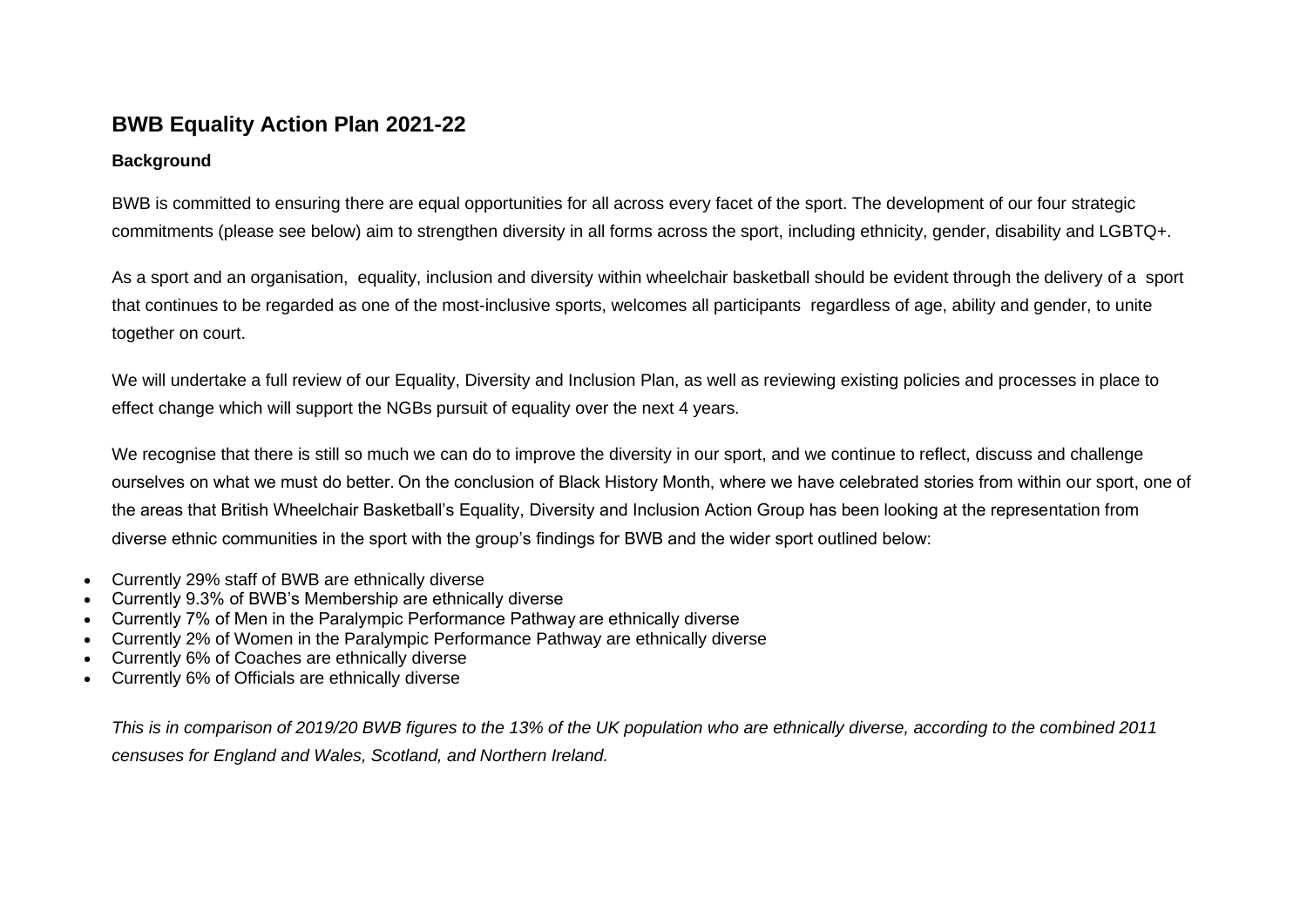## BWB Equality Action Plan 2021-22

### Background

BWB is committed to ensuring there are equal opportunities for all across every facet of the sport. The development of our four strategic commitments (please see below) aim to strengthen diversity in all forms across the sport, including ethnicity, gender, disability and LGBTQ+.

As a sport and an organisation, equality, inclusion and diversity within wheelchair basketball should be evident through the delivery of a sport that continues to be regarded as one of the most-inclusive sports, welcomes all participants regardless of age, ability and gender, to unite together on court.

We will undertake a full review of our Equality, Diversity and Inclusion Plan, as well as reviewing existing policies and processes in place to effect change which will support the NGBs pursuit of equality over the next 4 years.

We recognise that there is still so much we can do to improve the diversity in our sport, and we continue to reflect, discuss and challenge ourselves on what we must do better. On the conclusion of Black History Month, where we have celebrated stories from within our sport, one of the areas that British Wheelchair Basketball's Equality, Diversity and Inclusion Action Group has been looking at the representation from diverse ethnic communities in the sport with the group's findings for BWB and the wider sport outlined below:

- Currently 29% staff of BWB are ethnically diverse
- Currently 9.3% of BWB's Membership are ethnically diverse
- Currently 7% of Men in the Paralympic Performance Pathway are ethnically diverse
- Currently 2% of Women in the Paralympic Performance Pathway are ethnically diverse
- Currently 6% of Coaches are ethnically diverse
- Currently 6% of Officials are ethnically diverse

*This is in comparison of 2019/20 BWB figures to the 13% of the UK population who are ethnically diverse, according to the combined 2011 censuses for England and Wales, Scotland, and Northern Ireland.*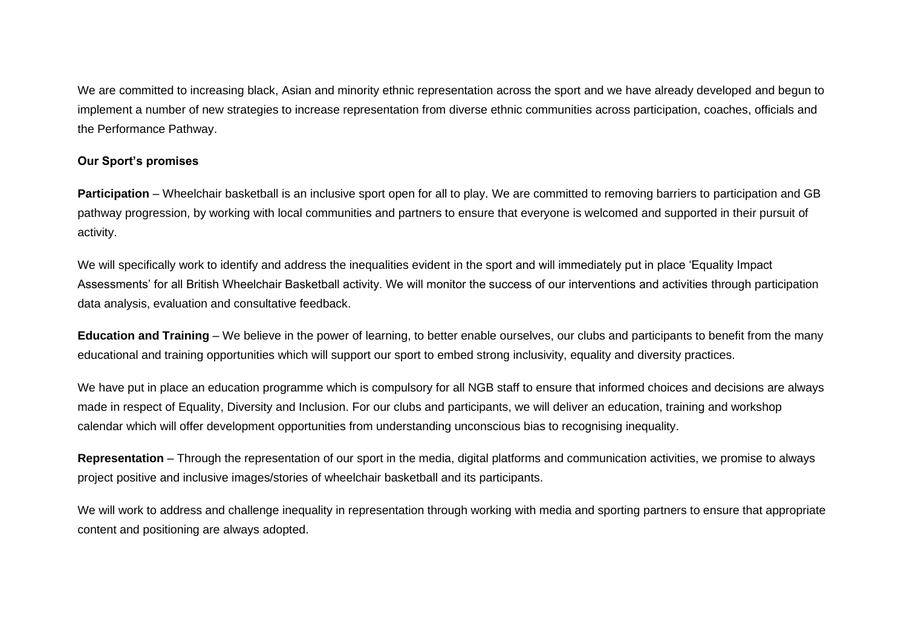We are committed to increasing black, Asian and minority ethnic representation across the sport and we have already developed and begun to implement a number of new strategies to increase representation from diverse ethnic communities across participation, coaches, officials and the Performance Pathway.

**Our Sport's promises**

**Participation** – Wheelchair basketball is an inclusive sport open for all to play. We are committed to removing barriers to participation and GB pathway progression, by working with local communities and partners to ensure that everyone is welcomed and supported in their pursuit of activity.

We will specifically work to identify and address the inequalities evident in the sport and will immediately put in place 'Equality Impact Assessments' for all British Wheelchair Basketball activity. We will monitor the success of our interventions and activities through participation data analysis, evaluation and consultative feedback.

**Education and Training** – We believe in the power of learning, to better enable ourselves, our clubs and participants to benefit from the many educational and training opportunities which will support our sport to embed strong inclusivity, equality and diversity practices.

We have put in place an education programme which is compulsory for all NGB staff to ensure that informed choices and decisions are always made in respect of Equality, Diversity and Inclusion. For our clubs and participants, we will deliver an education, training and workshop calendar which will offer development opportunities from understanding unconscious bias to recognising inequality.

**Representation** – Through the representation of our sport in the media, digital platforms and communication activities, we promise to always project positive and inclusive images/stories of wheelchair basketball and its participants.

We will work to address and challenge inequality in representation through working with media and sporting partners to ensure that appropriate content and positioning are always adopted.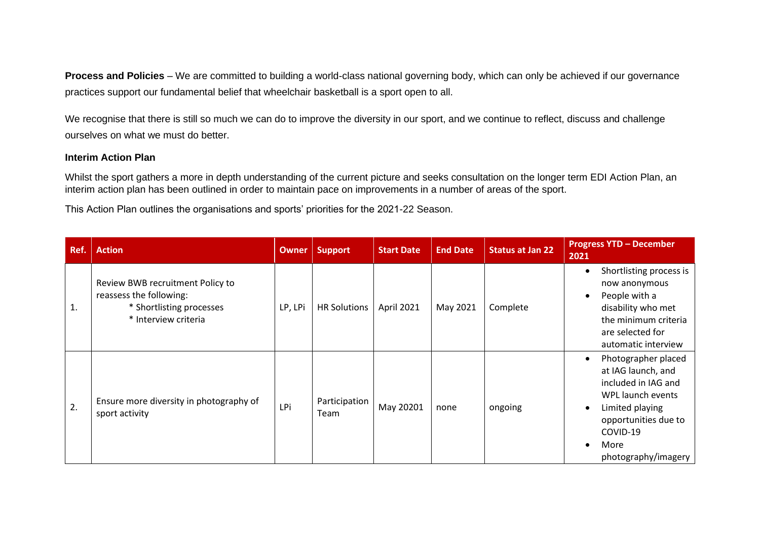**Process and Policies** – We are committed to building a world-class national governing body, which can only be achieved if our governance practices support our fundamental belief that wheelchair basketball is a sport open to all.

We recognise that there is still so much we can do to improve the diversity in our sport, and we continue to reflect, discuss and challenge ourselves on what we must do better.

**Interim Action Plan**

Whilst the sport gathers a more in depth understanding of the current picture and seeks consultation on the longer term EDI Action Plan, an interim action plan has been outlined in order to maintain pace on improvements in a number of areas of the sport.

This Action Plan outlines the organisations and sports' priorities for the 2021-22 Season.

| Ref. | Action | Owner | Support | Start Date | End Date | Status at Jan 22 | Progress YTD – December 2021 |
|---|---|---|---|---|---|---|---|
| 1. | Review BWB recruitment Policy to reassess the following:<br>* Shortlisting processes<br>* Interview criteria | LP, LPi | HR Solutions | April 2021 | May 2021 | Complete | • Shortlisting process is now anonymous<br>• People with a disability who met the minimum criteria are selected for automatic interview |
| 2. | Ensure more diversity in photography of sport activity | LPi | Participation Team | May 20201 | none | ongoing | • Photographer placed at IAG launch, and included in IAG and WPL launch events<br>• Limited playing opportunities due to COVID-19<br>• More photography/imagery |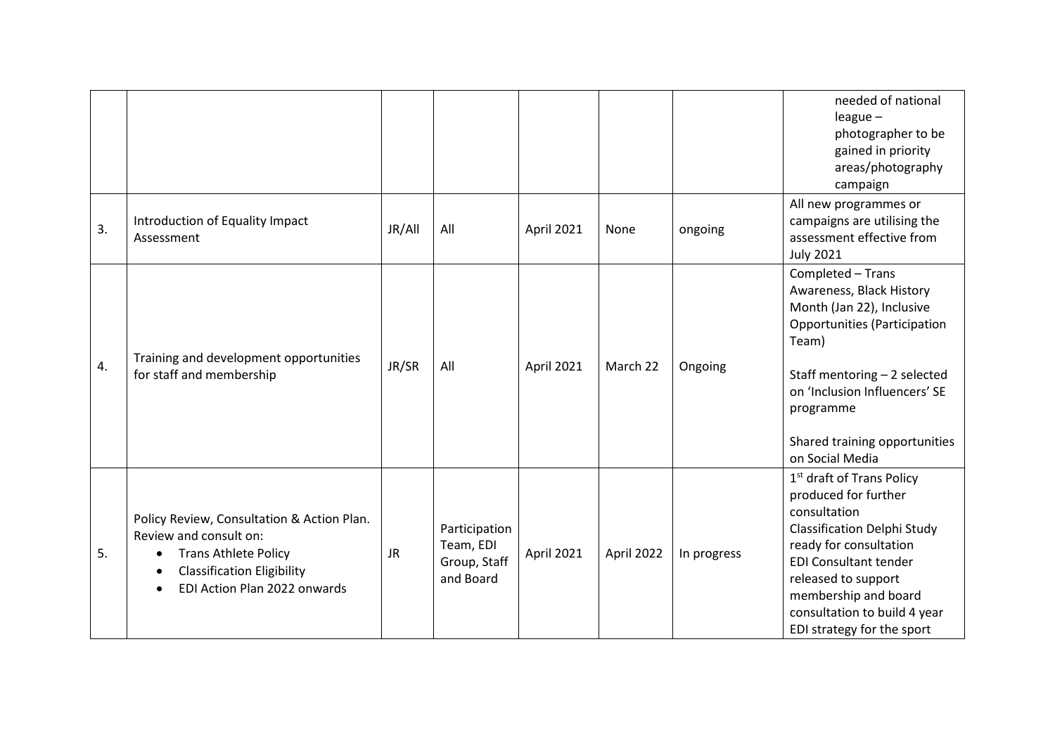| | | | | | | | |
|---|---|---|---|---|---|---|---|
| | | | | | | | needed of national league – photographer to be gained in priority areas/photography campaign |
| 3. | Introduction of Equality Impact Assessment | JR/All | All | April 2021 | None | ongoing | All new programmes or campaigns are utilising the assessment effective from July 2021 |
| 4. | Training and development opportunities for staff and membership | JR/SR | All | April 2021 | March 22 | Ongoing | Completed – Trans Awareness, Black History Month (Jan 22), Inclusive Opportunities (Participation Team)<br><br>Staff mentoring – 2 selected on 'Inclusion Influencers' SE programme<br><br>Shared training opportunities on Social Media |
| 5. | Policy Review, Consultation & Action Plan. Review and consult on:<br>• Trans Athlete Policy<br>• Classification Eligibility<br>• EDI Action Plan 2022 onwards | JR | Participation Team, EDI Group, Staff and Board | April 2021 | April 2022 | In progress | 1st draft of Trans Policy produced for further consultation<br>Classification Delphi Study ready for consultation<br>EDI Consultant tender released to support membership and board consultation to build 4 year EDI strategy for the sport |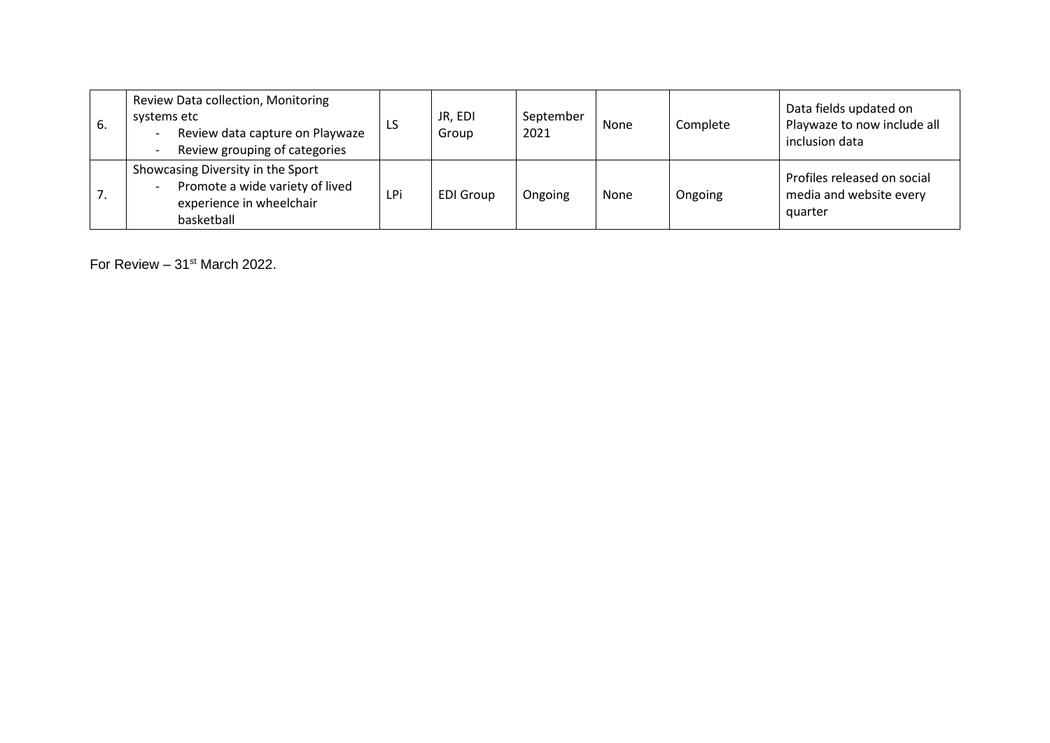| | | | | | | | |
|---|---|---|---|---|---|---|---|
| 6. | Review Data collection, Monitoring systems etc<br>- Review data capture on Playwaze<br>- Review grouping of categories | LS | JR, EDI Group | September 2021 | None | Complete | Data fields updated on Playwaze to now include all inclusion data |
| 7. | Showcasing Diversity in the Sport<br>- Promote a wide variety of lived experience in wheelchair basketball | LPi | EDI Group | Ongoing | None | Ongoing | Profiles released on social media and website every quarter |

For Review – 31st March 2022.